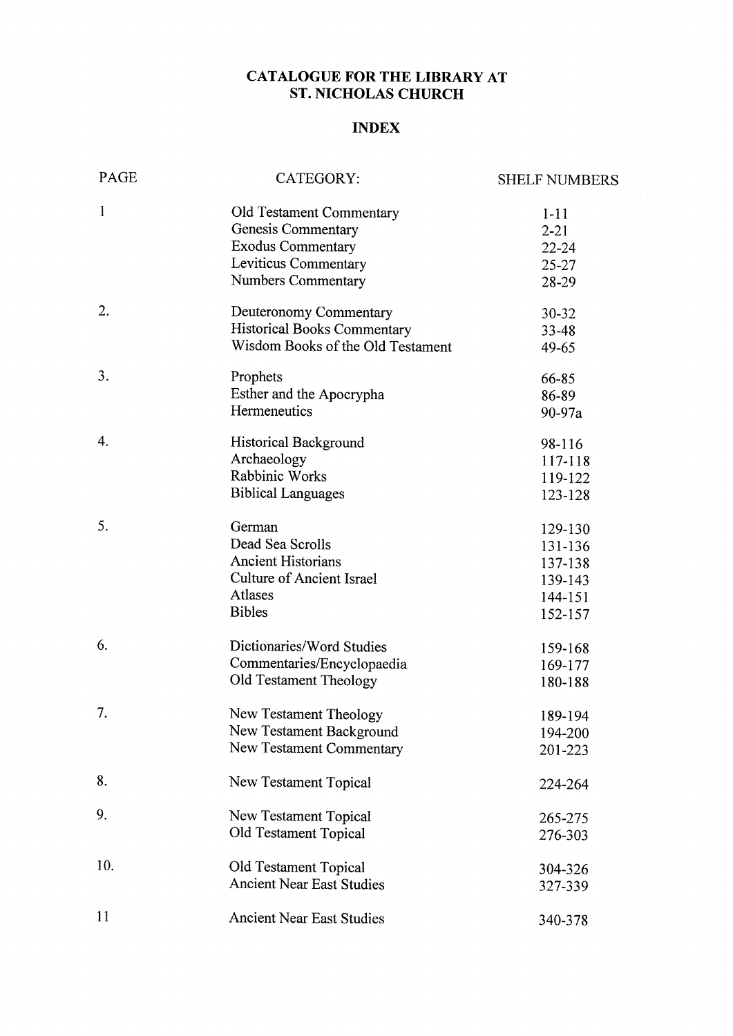# CATALOGUE FOR THE LIBRARY AT ST. NICHOLAS CHURCH

## INDEX

| PAGE | CATEGORY: | SHELF NUMBERS |
|---|---|---|
| 1 | Old Testament Commentary | 1-11 |
| | Genesis Commentary | 2-21 |
| | Exodus Commentary | 22-24 |
| | Leviticus Commentary | 25-27 |
| | Numbers Commentary | 28-29 |
| 2. | Deuteronomy Commentary | 30-32 |
| | Historical Books Commentary | 33-48 |
| | Wisdom Books of the Old Testament | 49-65 |
| 3. | Prophets | 66-85 |
| | Esther and the Apocrypha | 86-89 |
| | Hermeneutics | 90-97a |
| 4. | Historical Background | 98-116 |
| | Archaeology | 117-118 |
| | Rabbinic Works | 119-122 |
| | Biblical Languages | 123-128 |
| 5. | German | 129-130 |
| | Dead Sea Scrolls | 131-136 |
| | Ancient Historians | 137-138 |
| | Culture of Ancient Israel | 139-143 |
| | Atlases | 144-151 |
| | Bibles | 152-157 |
| 6. | Dictionaries/Word Studies | 159-168 |
| | Commentaries/Encyclopaedia | 169-177 |
| | Old Testament Theology | 180-188 |
| 7. | New Testament Theology | 189-194 |
| | New Testament Background | 194-200 |
| | New Testament Commentary | 201-223 |
| 8. | New Testament Topical | 224-264 |
| 9. | New Testament Topical | 265-275 |
| | Old Testament Topical | 276-303 |
| 10. | Old Testament Topical | 304-326 |
| | Ancient Near East Studies | 327-339 |
| 11 | Ancient Near East Studies | 340-378 |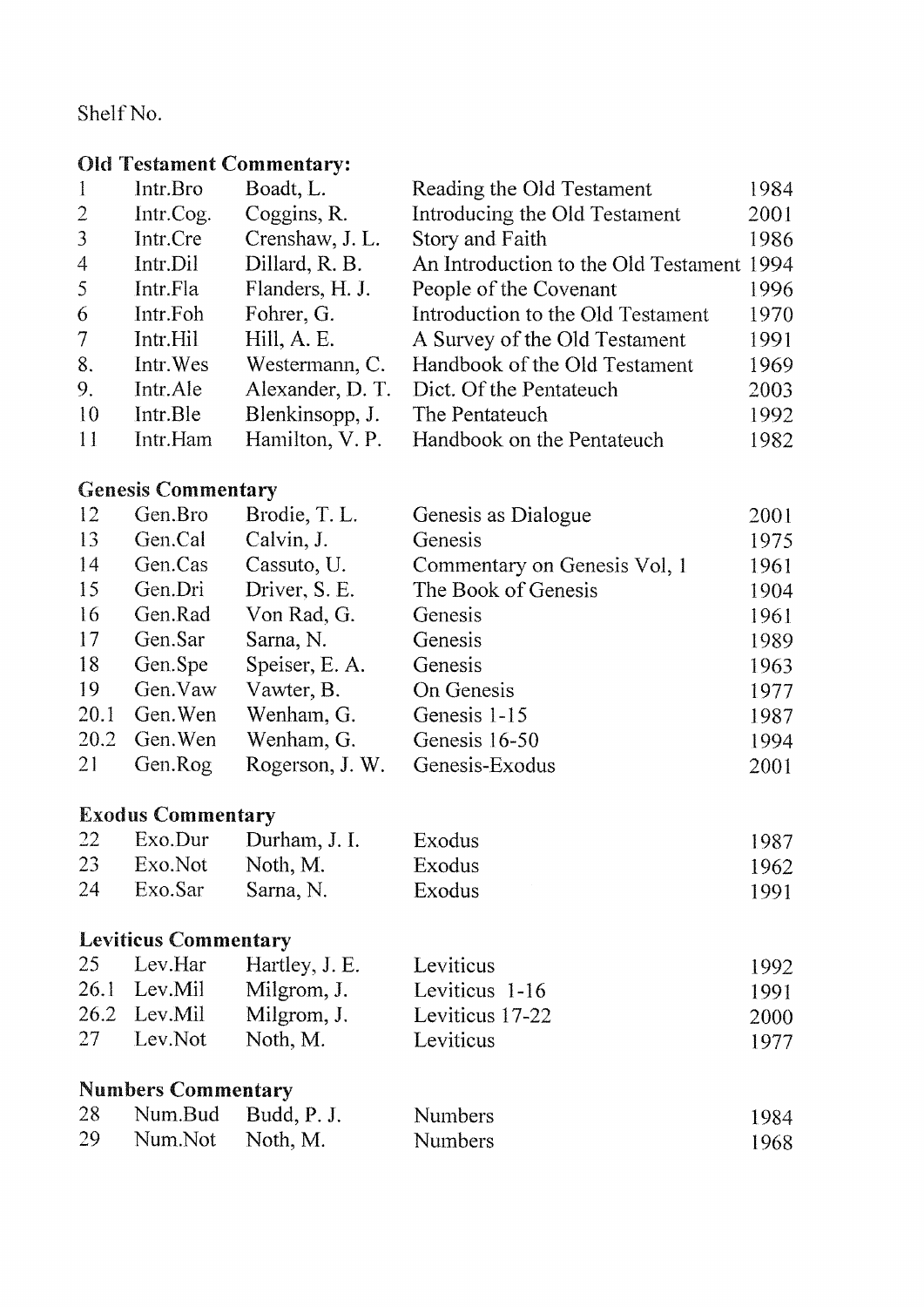Shelf No.

**Old Testament Commentary:**

| | | | | |
|---|---|---|---|---|
| 1 | Intr.Bro | Boadt, L. | Reading the Old Testament | 1984 |
| 2 | Intr.Cog. | Coggins, R. | Introducing the Old Testament | 2001 |
| 3 | Intr.Cre | Crenshaw, J. L. | Story and Faith | 1986 |
| 4 | Intr.Dil | Dillard, R. B. | An Introduction to the Old Testament | 1994 |
| 5 | Intr.Fla | Flanders, H. J. | People of the Covenant | 1996 |
| 6 | Intr.Foh | Fohrer, G. | Introduction to the Old Testament | 1970 |
| 7 | Intr.Hil | Hill, A. E. | A Survey of the Old Testament | 1991 |
| 8. | Intr.Wes | Westermann, C. | Handbook of the Old Testament | 1969 |
| 9. | Intr.Ale | Alexander, D. T. | Dict. Of the Pentateuch | 2003 |
| 10 | Intr.Ble | Blenkinsopp, J. | The Pentateuch | 1992 |
| 11 | Intr.Ham | Hamilton, V. P. | Handbook on the Pentateuch | 1982 |

**Genesis Commentary**

| | | | | |
|---|---|---|---|---|
| 12 | Gen.Bro | Brodie, T. L. | Genesis as Dialogue | 2001 |
| 13 | Gen.Cal | Calvin, J. | Genesis | 1975 |
| 14 | Gen.Cas | Cassuto, U. | Commentary on Genesis Vol, 1 | 1961 |
| 15 | Gen.Dri | Driver, S. E. | The Book of Genesis | 1904 |
| 16 | Gen.Rad | Von Rad, G. | Genesis | 1961 |
| 17 | Gen.Sar | Sarna, N. | Genesis | 1989 |
| 18 | Gen.Spe | Speiser, E. A. | Genesis | 1963 |
| 19 | Gen.Vaw | Vawter, B. | On Genesis | 1977 |
| 20.1 | Gen.Wen | Wenham, G. | Genesis 1-15 | 1987 |
| 20.2 | Gen.Wen | Wenham, G. | Genesis 16-50 | 1994 |
| 21 | Gen.Rog | Rogerson, J. W. | Genesis-Exodus | 2001 |

**Exodus Commentary**

| | | | | |
|---|---|---|---|---|
| 22 | Exo.Dur | Durham, J. I. | Exodus | 1987 |
| 23 | Exo.Not | Noth, M. | Exodus | 1962 |
| 24 | Exo.Sar | Sarna, N. | Exodus | 1991 |

**Leviticus Commentary**

| | | | | |
|---|---|---|---|---|
| 25 | Lev.Har | Hartley, J. E. | Leviticus | 1992 |
| 26.1 | Lev.Mil | Milgrom, J. | Leviticus 1-16 | 1991 |
| 26.2 | Lev.Mil | Milgrom, J. | Leviticus 17-22 | 2000 |
| 27 | Lev.Not | Noth, M. | Leviticus | 1977 |

**Numbers Commentary**

| | | | | |
|---|---|---|---|---|
| 28 | Num.Bud | Budd, P. J. | Numbers | 1984 |
| 29 | Num.Not | Noth, M. | Numbers | 1968 |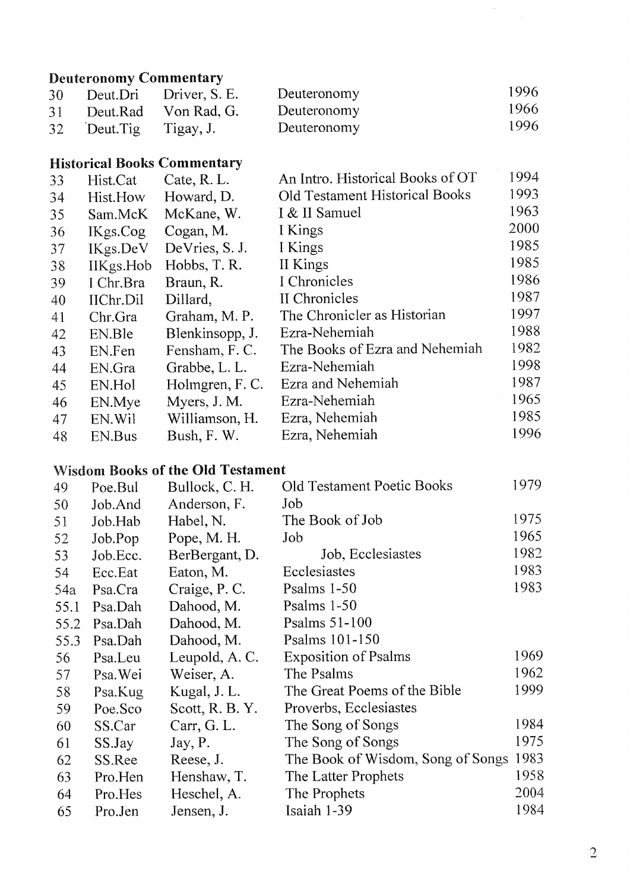**Deuteronomy Commentary**

| | | | | |
|---|---|---|---|---|
| 30 | Deut.Dri | Driver, S. E. | Deuteronomy | 1996 |
| 31 | Deut.Rad | Von Rad, G. | Deuteronomy | 1966 |
| 32 | Deut.Tig | Tigay, J. | Deuteronomy | 1996 |

**Historical Books Commentary**

| | | | | |
|---|---|---|---|---|
| 33 | Hist.Cat | Cate, R. L. | An Intro. Historical Books of OT | 1994 |
| 34 | Hist.How | Howard, D. | Old Testament Historical Books | 1993 |
| 35 | Sam.McK | McKane, W. | I & II Samuel | 1963 |
| 36 | IKgs.Cog | Cogan, M. | I Kings | 2000 |
| 37 | IKgs.DeV | DeVries, S. J. | I Kings | 1985 |
| 38 | IIKgs.Hob | Hobbs, T. R. | II Kings | 1985 |
| 39 | I Chr.Bra | Braun, R. | I Chronicles | 1986 |
| 40 | IIChr.Dil | Dillard, | II Chronicles | 1987 |
| 41 | Chr.Gra | Graham, M. P. | The Chronicler as Historian | 1997 |
| 42 | EN.Ble | Blenkinsopp, J. | Ezra-Nehemiah | 1988 |
| 43 | EN.Fen | Fensham, F. C. | The Books of Ezra and Nehemiah | 1982 |
| 44 | EN.Gra | Grabbe, L. L. | Ezra-Nehemiah | 1998 |
| 45 | EN.Hol | Holmgren, F. C. | Ezra and Nehemiah | 1987 |
| 46 | EN.Mye | Myers, J. M. | Ezra-Nehemiah | 1965 |
| 47 | EN.Wil | Williamson, H. | Ezra, Nehemiah | 1985 |
| 48 | EN.Bus | Bush, F. W. | Ezra, Nehemiah | 1996 |

**Wisdom Books of the Old Testament**

| | | | | |
|---|---|---|---|---|
| 49 | Poe.Bul | Bullock, C. H. | Old Testament Poetic Books | 1979 |
| 50 | Job.And | Anderson, F. | Job | |
| 51 | Job.Hab | Habel, N. | The Book of Job | 1975 |
| 52 | Job.Pop | Pope, M. H. | Job | 1965 |
| 53 | Job.Ecc. | BerBergant, D. | Job, Ecclesiastes | 1982 |
| 54 | Ecc.Eat | Eaton, M. | Ecclesiastes | 1983 |
| 54a | Psa.Cra | Craige, P. C. | Psalms 1-50 | 1983 |
| 55.1 | Psa.Dah | Dahood, M. | Psalms 1-50 | |
| 55.2 | Psa.Dah | Dahood, M. | Psalms 51-100 | |
| 55.3 | Psa.Dah | Dahood, M. | Psalms 101-150 | |
| 56 | Psa.Leu | Leupold, A. C. | Exposition of Psalms | 1969 |
| 57 | Psa.Wei | Weiser, A. | The Psalms | 1962 |
| 58 | Psa.Kug | Kugal, J. L. | The Great Poems of the Bible | 1999 |
| 59 | Poe.Sco | Scott, R. B. Y. | Proverbs, Ecclesiastes | |
| 60 | SS.Car | Carr, G. L. | The Song of Songs | 1984 |
| 61 | SS.Jay | Jay, P. | The Song of Songs | 1975 |
| 62 | SS.Ree | Reese, J. | The Book of Wisdom, Song of Songs | 1983 |
| 63 | Pro.Hen | Henshaw, T. | The Latter Prophets | 1958 |
| 64 | Pro.Hes | Heschel, A. | The Prophets | 2004 |
| 65 | Pro.Jen | Jensen, J. | Isaiah 1-39 | 1984 |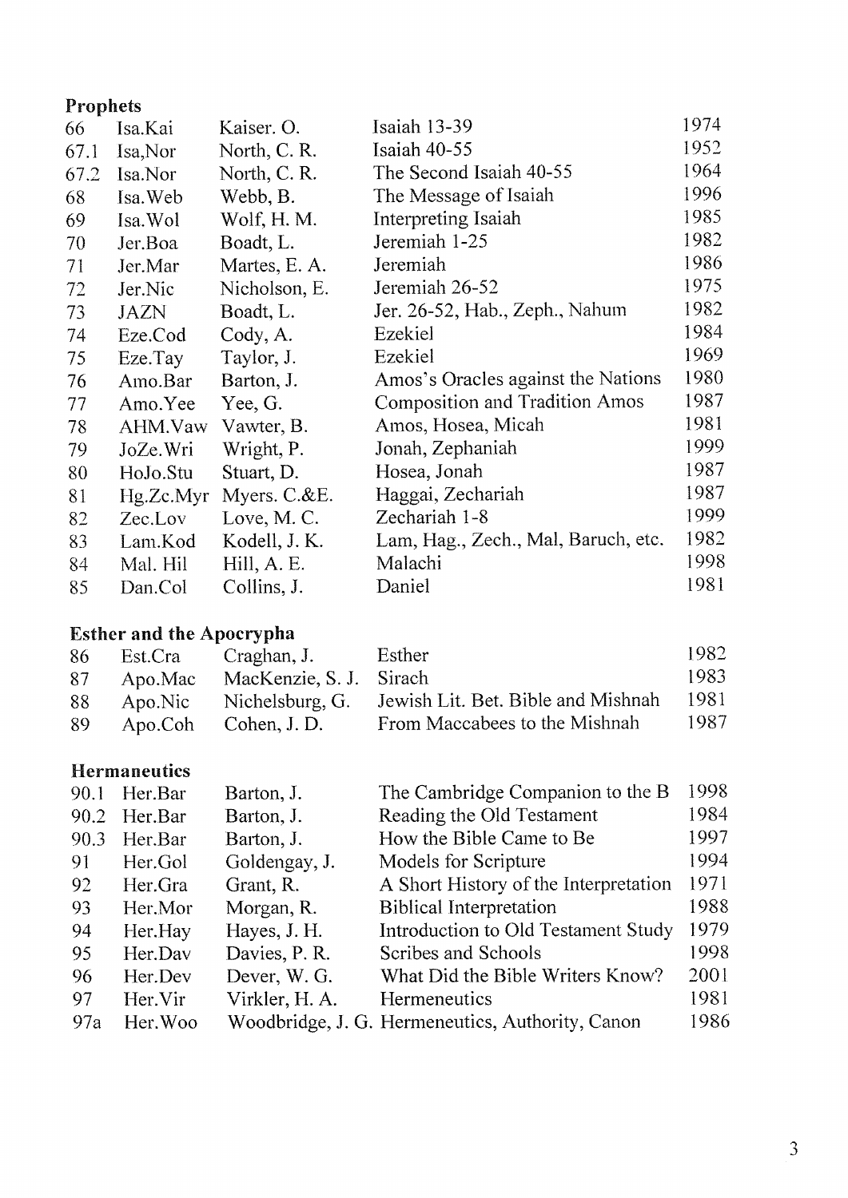## Prophets

| | | | | |
|---|---|---|---|---|
| 66 | Isa.Kai | Kaiser. O. | Isaiah 13-39 | 1974 |
| 67.1 | Isa,Nor | North, C. R. | Isaiah 40-55 | 1952 |
| 67.2 | Isa.Nor | North, C. R. | The Second Isaiah 40-55 | 1964 |
| 68 | Isa.Web | Webb, B. | The Message of Isaiah | 1996 |
| 69 | Isa.Wol | Wolf, H. M. | Interpreting Isaiah | 1985 |
| 70 | Jer.Boa | Boadt, L. | Jeremiah 1-25 | 1982 |
| 71 | Jer.Mar | Martes, E. A. | Jeremiah | 1986 |
| 72 | Jer.Nic | Nicholson, E. | Jeremiah 26-52 | 1975 |
| 73 | JAZN | Boadt, L. | Jer. 26-52, Hab., Zeph., Nahum | 1982 |
| 74 | Eze.Cod | Cody, A. | Ezekiel | 1984 |
| 75 | Eze.Tay | Taylor, J. | Ezekiel | 1969 |
| 76 | Amo.Bar | Barton, J. | Amos's Oracles against the Nations | 1980 |
| 77 | Amo.Yee | Yee, G. | Composition and Tradition Amos | 1987 |
| 78 | AHM.Vaw | Vawter, B. | Amos, Hosea, Micah | 1981 |
| 79 | JoZe.Wri | Wright, P. | Jonah, Zephaniah | 1999 |
| 80 | HoJo.Stu | Stuart, D. | Hosea, Jonah | 1987 |
| 81 | Hg.Zc.Myr | Myers. C.&E. | Haggai, Zechariah | 1987 |
| 82 | Zec.Lov | Love, M. C. | Zechariah 1-8 | 1999 |
| 83 | Lam.Kod | Kodell, J. K. | Lam, Hag., Zech., Mal, Baruch, etc. | 1982 |
| 84 | Mal. Hil | Hill, A. E. | Malachi | 1998 |
| 85 | Dan.Col | Collins, J. | Daniel | 1981 |

## Esther and the Apocrypha

| | | | | |
|---|---|---|---|---|
| 86 | Est.Cra | Craghan, J. | Esther | 1982 |
| 87 | Apo.Mac | MacKenzie, S. J. | Sirach | 1983 |
| 88 | Apo.Nic | Nichelsburg, G. | Jewish Lit. Bet. Bible and Mishnah | 1981 |
| 89 | Apo.Coh | Cohen, J. D. | From Maccabees to the Mishnah | 1987 |

## Hermaneutics

| | | | | |
|---|---|---|---|---|
| 90.1 | Her.Bar | Barton, J. | The Cambridge Companion to the B | 1998 |
| 90.2 | Her.Bar | Barton, J. | Reading the Old Testament | 1984 |
| 90.3 | Her.Bar | Barton, J. | How the Bible Came to Be | 1997 |
| 91 | Her.Gol | Goldengay, J. | Models for Scripture | 1994 |
| 92 | Her.Gra | Grant, R. | A Short History of the Interpretation | 1971 |
| 93 | Her.Mor | Morgan, R. | Biblical Interpretation | 1988 |
| 94 | Her.Hay | Hayes, J. H. | Introduction to Old Testament Study | 1979 |
| 95 | Her.Dav | Davies, P. R. | Scribes and Schools | 1998 |
| 96 | Her.Dev | Dever, W. G. | What Did the Bible Writers Know? | 2001 |
| 97 | Her.Vir | Virkler, H. A. | Hermeneutics | 1981 |
| 97a | Her.Woo | Woodbridge, J. G. | Hermeneutics, Authority, Canon | 1986 |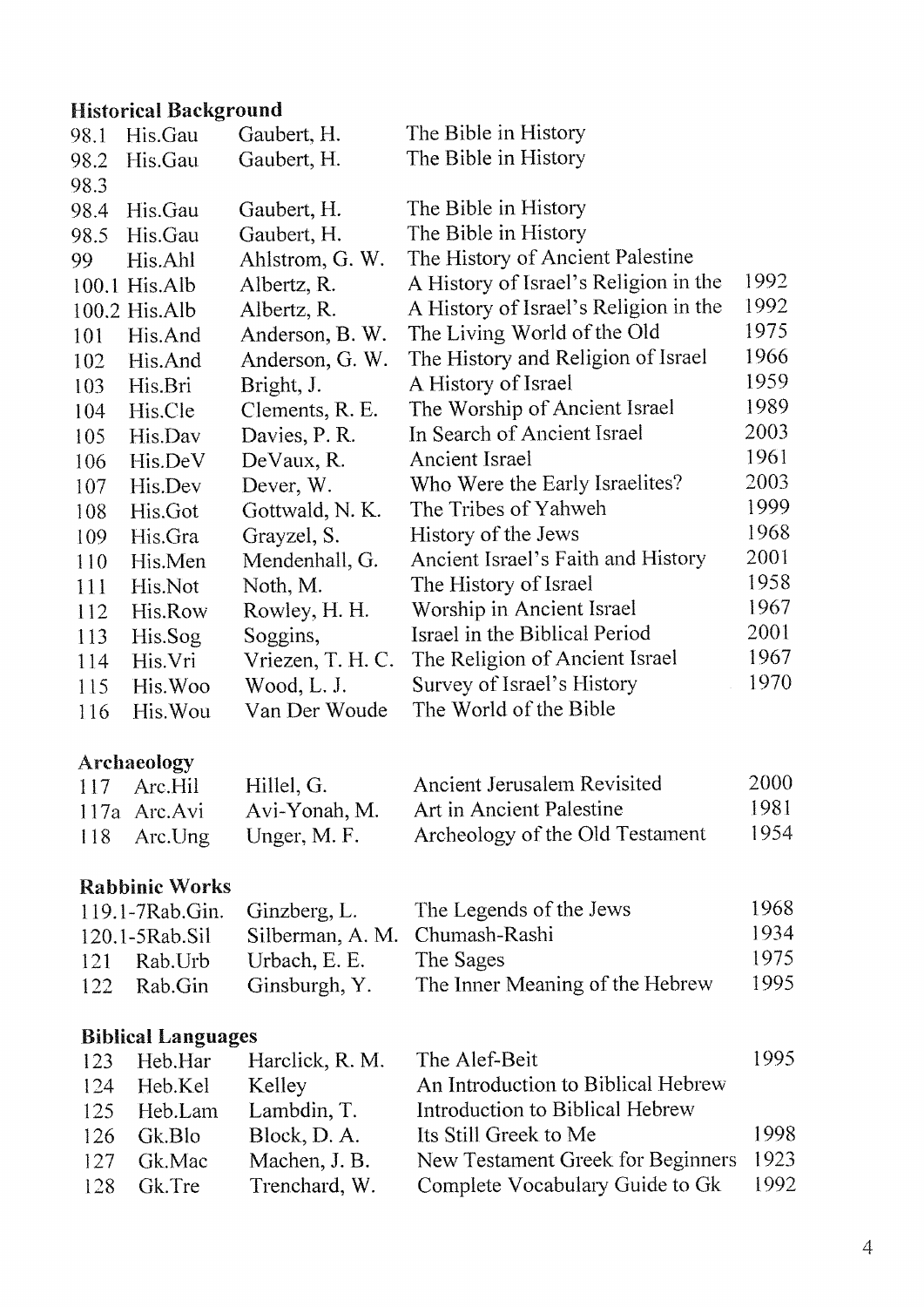## Historical Background

| | | | | |
|---|---|---|---|---|
| 98.1 | His.Gau | Gaubert, H. | The Bible in History | |
| 98.2 | His.Gau | Gaubert, H. | The Bible in History | |
| 98.3 | | | | |
| 98.4 | His.Gau | Gaubert, H. | The Bible in History | |
| 98.5 | His.Gau | Gaubert, H. | The Bible in History | |
| 99 | His.Ahl | Ahlstrom, G. W. | The History of Ancient Palestine | |
| 100.1 | His.Alb | Albertz, R. | A History of Israel's Religion in the | 1992 |
| 100.2 | His.Alb | Albertz, R. | A History of Israel's Religion in the | 1992 |
| 101 | His.And | Anderson, B. W. | The Living World of the Old | 1975 |
| 102 | His.And | Anderson, G. W. | The History and Religion of Israel | 1966 |
| 103 | His.Bri | Bright, J. | A History of Israel | 1959 |
| 104 | His.Cle | Clements, R. E. | The Worship of Ancient Israel | 1989 |
| 105 | His.Dav | Davies, P. R. | In Search of Ancient Israel | 2003 |
| 106 | His.DeV | DeVaux, R. | Ancient Israel | 1961 |
| 107 | His.Dev | Dever, W. | Who Were the Early Israelites? | 2003 |
| 108 | His.Got | Gottwald, N. K. | The Tribes of Yahweh | 1999 |
| 109 | His.Gra | Grayzel, S. | History of the Jews | 1968 |
| 110 | His.Men | Mendenhall, G. | Ancient Israel's Faith and History | 2001 |
| 111 | His.Not | Noth, M. | The History of Israel | 1958 |
| 112 | His.Row | Rowley, H. H. | Worship in Ancient Israel | 1967 |
| 113 | His.Sog | Soggins, | Israel in the Biblical Period | 2001 |
| 114 | His.Vri | Vriezen, T. H. C. | The Religion of Ancient Israel | 1967 |
| 115 | His.Woo | Wood, L. J. | Survey of Israel's History | 1970 |
| 116 | His.Wou | Van Der Woude | The World of the Bible | |

## Archaeology

| | | | | |
|---|---|---|---|---|
| 117 | Arc.Hil | Hillel, G. | Ancient Jerusalem Revisited | 2000 |
| 117a | Arc.Avi | Avi-Yonah, M. | Art in Ancient Palestine | 1981 |
| 118 | Arc.Ung | Unger, M. F. | Archeology of the Old Testament | 1954 |

## Rabbinic Works

| | | | | |
|---|---|---|---|---|
| 119.1-7 | Rab.Gin. | Ginzberg, L. | The Legends of the Jews | 1968 |
| 120.1-5 | Rab.Sil | Silberman, A. M. | Chumash-Rashi | 1934 |
| 121 | Rab.Urb | Urbach, E. E. | The Sages | 1975 |
| 122 | Rab.Gin | Ginsburgh, Y. | The Inner Meaning of the Hebrew | 1995 |

## Biblical Languages

| | | | | |
|---|---|---|---|---|
| 123 | Heb.Har | Harclick, R. M. | The Alef-Beit | 1995 |
| 124 | Heb.Kel | Kelley | An Introduction to Biblical Hebrew | |
| 125 | Heb.Lam | Lambdin, T. | Introduction to Biblical Hebrew | |
| 126 | Gk.Blo | Block, D. A. | Its Still Greek to Me | 1998 |
| 127 | Gk.Mac | Machen, J. B. | New Testament Greek for Beginners | 1923 |
| 128 | Gk.Tre | Trenchard, W. | Complete Vocabulary Guide to Gk | 1992 |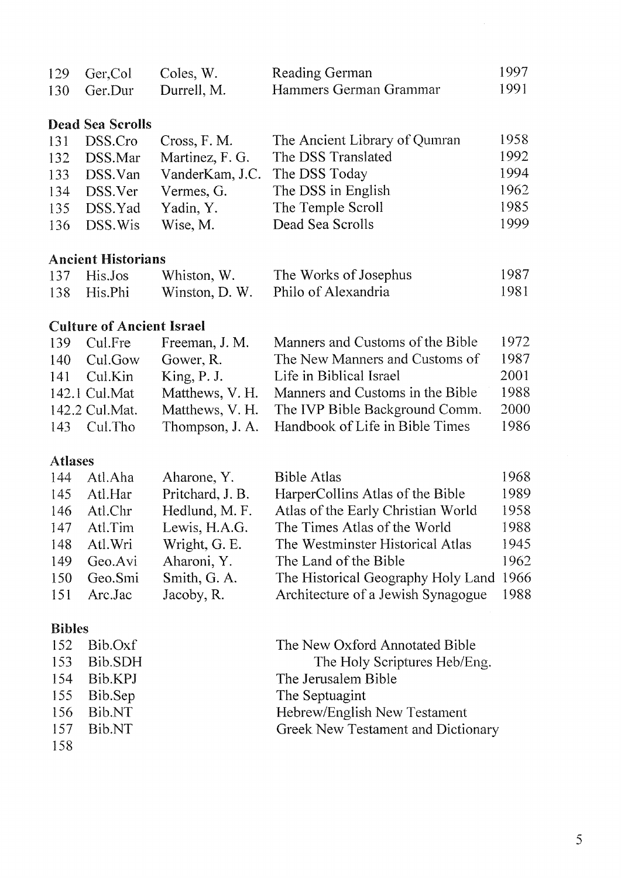| | | | | |
|---|---|---|---|---|
| 129 | Ger,Col | Coles, W. | Reading German | 1997 |
| 130 | Ger.Dur | Durrell, M. | Hammers German Grammar | 1991 |

**Dead Sea Scrolls**

| | | | | |
|---|---|---|---|---|
| 131 | DSS.Cro | Cross, F. M. | The Ancient Library of Qumran | 1958 |
| 132 | DSS.Mar | Martinez, F. G. | The DSS Translated | 1992 |
| 133 | DSS.Van | VanderKam, J.C. | The DSS Today | 1994 |
| 134 | DSS.Ver | Vermes, G. | The DSS in English | 1962 |
| 135 | DSS.Yad | Yadin, Y. | The Temple Scroll | 1985 |
| 136 | DSS.Wis | Wise, M. | Dead Sea Scrolls | 1999 |

**Ancient Historians**

| | | | | |
|---|---|---|---|---|
| 137 | His.Jos | Whiston, W. | The Works of Josephus | 1987 |
| 138 | His.Phi | Winston, D. W. | Philo of Alexandria | 1981 |

**Culture of Ancient Israel**

| | | | | |
|---|---|---|---|---|
| 139 | Cul.Fre | Freeman, J. M. | Manners and Customs of the Bible | 1972 |
| 140 | Cul.Gow | Gower, R. | The New Manners and Customs of | 1987 |
| 141 | Cul.Kin | King, P. J. | Life in Biblical Israel | 2001 |
| 142.1 | Cul.Mat | Matthews, V. H. | Manners and Customs in the Bible | 1988 |
| 142.2 | Cul.Mat. | Matthews, V. H. | The IVP Bible Background Comm. | 2000 |
| 143 | Cul.Tho | Thompson, J. A. | Handbook of Life in Bible Times | 1986 |

**Atlases**

| | | | | |
|---|---|---|---|---|
| 144 | Atl.Aha | Aharone, Y. | Bible Atlas | 1968 |
| 145 | Atl.Har | Pritchard, J. B. | HarperCollins Atlas of the Bible | 1989 |
| 146 | Atl.Chr | Hedlund, M. F. | Atlas of the Early Christian World | 1958 |
| 147 | Atl.Tim | Lewis, H.A.G. | The Times Atlas of the World | 1988 |
| 148 | Atl.Wri | Wright, G. E. | The Westminster Historical Atlas | 1945 |
| 149 | Geo.Avi | Aharoni, Y. | The Land of the Bible | 1962 |
| 150 | Geo.Smi | Smith, G. A. | The Historical Geography Holy Land | 1966 |
| 151 | Arc.Jac | Jacoby, R. | Architecture of a Jewish Synagogue | 1988 |

**Bibles**

| | | | | |
|---|---|---|---|---|
| 152 | Bib.Oxf | | The New Oxford Annotated Bible | |
| 153 | Bib.SDH | | The Holy Scriptures Heb/Eng. | |
| 154 | Bib.KPJ | | The Jerusalem Bible | |
| 155 | Bib.Sep | | The Septuagint | |
| 156 | Bib.NT | | Hebrew/English New Testament | |
| 157 | Bib.NT | | Greek New Testament and Dictionary | |
| 158 | | | | |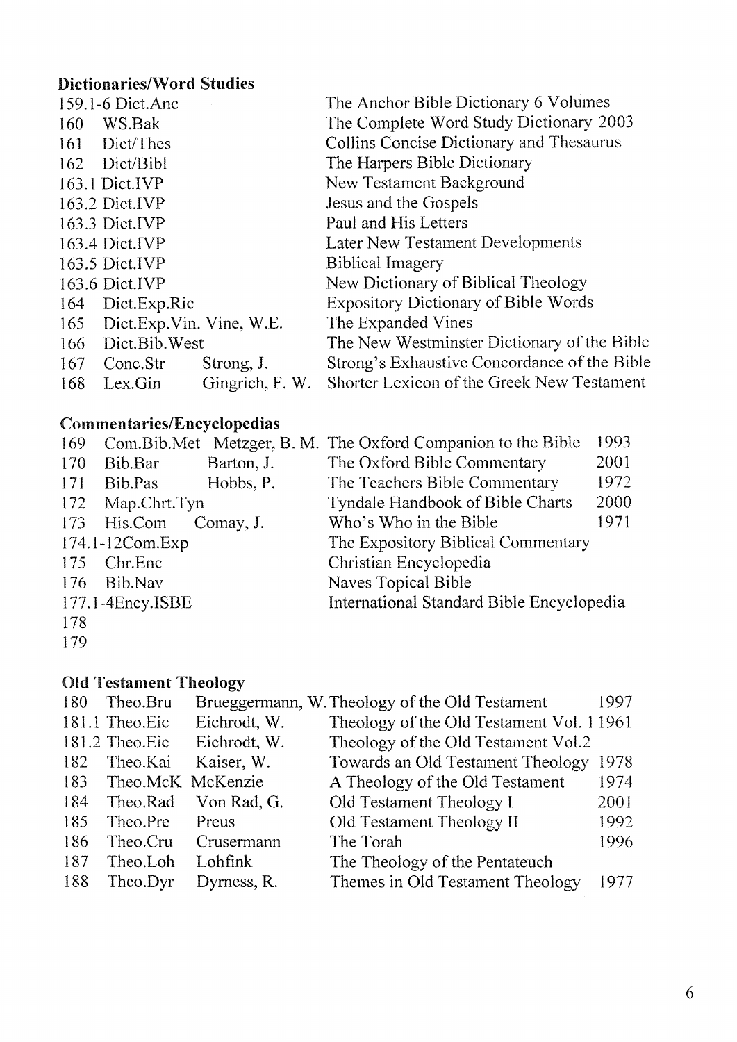## Dictionaries/Word Studies

| No. | Code | Author | Title | Year |
|---|---|---|---|---|
| 159.1-6 | Dict.Anc | | The Anchor Bible Dictionary 6 Volumes | |
| 160 | WS.Bak | | The Complete Word Study Dictionary 2003 | |
| 161 | Dict/Thes | | Collins Concise Dictionary and Thesaurus | |
| 162 | Dict/Bibl | | The Harpers Bible Dictionary | |
| 163.1 | Dict.IVP | | New Testament Background | |
| 163.2 | Dict.IVP | | Jesus and the Gospels | |
| 163.3 | Dict.IVP | | Paul and His Letters | |
| 163.4 | Dict.IVP | | Later New Testament Developments | |
| 163.5 | Dict.IVP | | Biblical Imagery | |
| 163.6 | Dict.IVP | | New Dictionary of Biblical Theology | |
| 164 | Dict.Exp.Ric | | Expository Dictionary of Bible Words | |
| 165 | Dict.Exp.Vin. | Vine, W.E. | The Expanded Vines | |
| 166 | Dict.Bib.West | | The New Westminster Dictionary of the Bible | |
| 167 | Conc.Str | Strong, J. | Strong's Exhaustive Concordance of the Bible | |
| 168 | Lex.Gin | Gingrich, F. W. | Shorter Lexicon of the Greek New Testament | |

## Commentaries/Encyclopedias

| No. | Code | Author | Title | Year |
|---|---|---|---|---|
| 169 | Com.Bib.Met | Metzger, B. M. | The Oxford Companion to the Bible | 1993 |
| 170 | Bib.Bar | Barton, J. | The Oxford Bible Commentary | 2001 |
| 171 | Bib.Pas | Hobbs, P. | The Teachers Bible Commentary | 1972 |
| 172 | Map.Chrt.Tyn | | Tyndale Handbook of Bible Charts | 2000 |
| 173 | His.Com | Comay, J. | Who's Who in the Bible | 1971 |
| 174.1-12 | Com.Exp | | The Expository Biblical Commentary | |
| 175 | Chr.Enc | | Christian Encyclopedia | |
| 176 | Bib.Nav | | Naves Topical Bible | |
| 177.1-4 | Ency.ISBE | | International Standard Bible Encyclopedia | |
| 178 | | | | |
| 179 | | | | |

## Old Testament Theology

| No. | Code | Author | Title | Year |
|---|---|---|---|---|
| 180 | Theo.Bru | Brueggermann, W. | Theology of the Old Testament | 1997 |
| 181.1 | Theo.Eic | Eichrodt, W. | Theology of the Old Testament Vol. 1 | 1961 |
| 181.2 | Theo.Eic | Eichrodt, W. | Theology of the Old Testament Vol.2 | |
| 182 | Theo.Kai | Kaiser, W. | Towards an Old Testament Theology | 1978 |
| 183 | Theo.McK | McKenzie | A Theology of the Old Testament | 1974 |
| 184 | Theo.Rad | Von Rad, G. | Old Testament Theology I | 2001 |
| 185 | Theo.Pre | Preus | Old Testament Theology II | 1992 |
| 186 | Theo.Cru | Crusermann | The Torah | 1996 |
| 187 | Theo.Loh | Lohfink | The Theology of the Pentateuch | |
| 188 | Theo.Dyr | Dyrness, R. | Themes in Old Testament Theology | 1977 |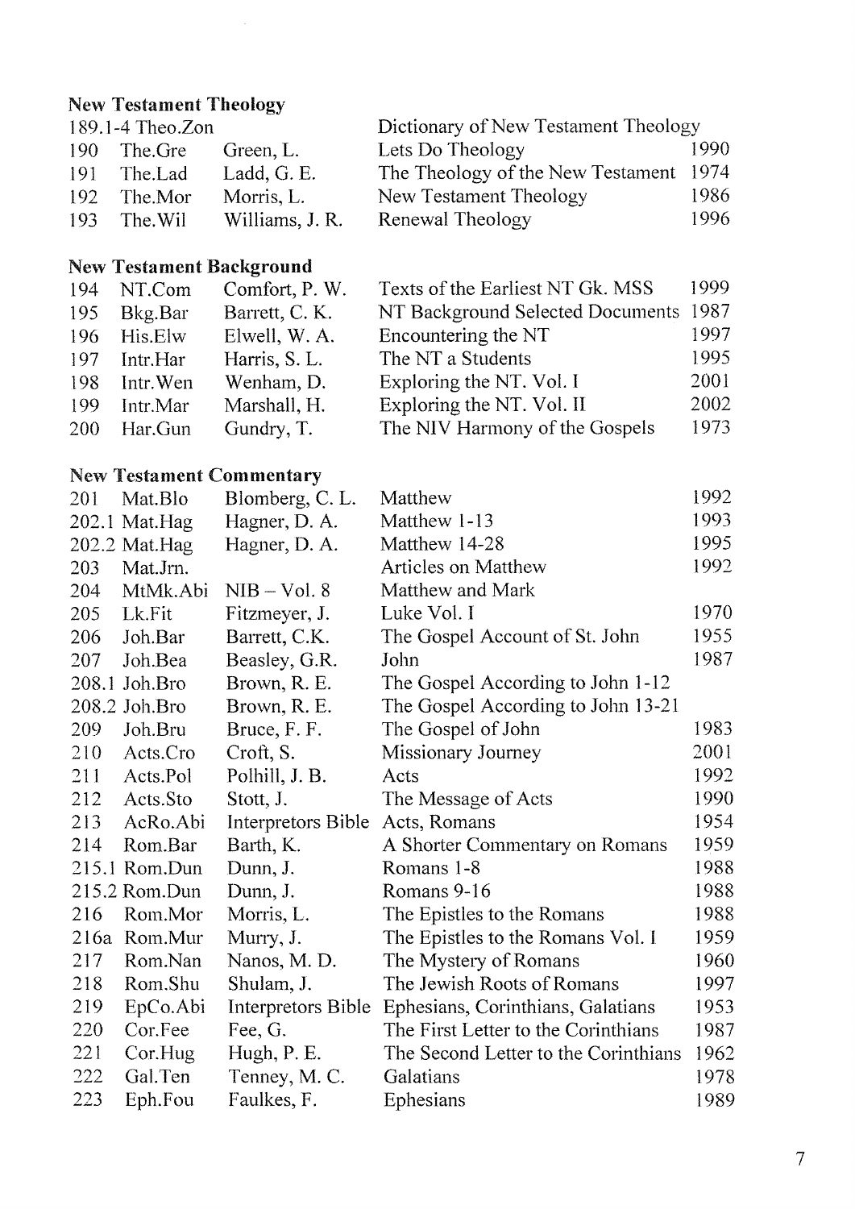### New Testament Theology

| No. | Code | Author | Title | Year |
|---|---|---|---|---|
| 189.1-4 | Theo.Zon | | Dictionary of New Testament Theology | |
| 190 | The.Gre | Green, L. | Lets Do Theology | 1990 |
| 191 | The.Lad | Ladd, G. E. | The Theology of the New Testament | 1974 |
| 192 | The.Mor | Morris, L. | New Testament Theology | 1986 |
| 193 | The.Wil | Williams, J. R. | Renewal Theology | 1996 |

### New Testament Background

| No. | Code | Author | Title | Year |
|---|---|---|---|---|
| 194 | NT.Com | Comfort, P. W. | Texts of the Earliest NT Gk. MSS | 1999 |
| 195 | Bkg.Bar | Barrett, C. K. | NT Background Selected Documents | 1987 |
| 196 | His.Elw | Elwell, W. A. | Encountering the NT | 1997 |
| 197 | Intr.Har | Harris, S. L. | The NT a Students | 1995 |
| 198 | Intr.Wen | Wenham, D. | Exploring the NT. Vol. I | 2001 |
| 199 | Intr.Mar | Marshall, H. | Exploring the NT. Vol. II | 2002 |
| 200 | Har.Gun | Gundry, T. | The NIV Harmony of the Gospels | 1973 |

### New Testament Commentary

| No. | Code | Author | Title | Year |
|---|---|---|---|---|
| 201 | Mat.Blo | Blomberg, C. L. | Matthew | 1992 |
| 202.1 | Mat.Hag | Hagner, D. A. | Matthew 1-13 | 1993 |
| 202.2 | Mat.Hag | Hagner, D. A. | Matthew 14-28 | 1995 |
| 203 | Mat.Jrn. | | Articles on Matthew | 1992 |
| 204 | MtMk.Abi | NIB – Vol. 8 | Matthew and Mark | |
| 205 | Lk.Fit | Fitzmeyer, J. | Luke Vol. I | 1970 |
| 206 | Joh.Bar | Barrett, C.K. | The Gospel Account of St. John | 1955 |
| 207 | Joh.Bea | Beasley, G.R. | John | 1987 |
| 208.1 | Joh.Bro | Brown, R. E. | The Gospel According to John 1-12 | |
| 208.2 | Joh.Bro | Brown, R. E. | The Gospel According to John 13-21 | |
| 209 | Joh.Bru | Bruce, F. F. | The Gospel of John | 1983 |
| 210 | Acts.Cro | Croft, S. | Missionary Journey | 2001 |
| 211 | Acts.Pol | Polhill, J. B. | Acts | 1992 |
| 212 | Acts.Sto | Stott, J. | The Message of Acts | 1990 |
| 213 | AcRo.Abi | Interpretors Bible | Acts, Romans | 1954 |
| 214 | Rom.Bar | Barth, K. | A Shorter Commentary on Romans | 1959 |
| 215.1 | Rom.Dun | Dunn, J. | Romans 1-8 | 1988 |
| 215.2 | Rom.Dun | Dunn, J. | Romans 9-16 | 1988 |
| 216 | Rom.Mor | Morris, L. | The Epistles to the Romans | 1988 |
| 216a | Rom.Mur | Murry, J. | The Epistles to the Romans Vol. I | 1959 |
| 217 | Rom.Nan | Nanos, M. D. | The Mystery of Romans | 1960 |
| 218 | Rom.Shu | Shulam, J. | The Jewish Roots of Romans | 1997 |
| 219 | EpCo.Abi | Interpretors Bible | Ephesians, Corinthians, Galatians | 1953 |
| 220 | Cor.Fee | Fee, G. | The First Letter to the Corinthians | 1987 |
| 221 | Cor.Hug | Hugh, P. E. | The Second Letter to the Corinthians | 1962 |
| 222 | Gal.Ten | Tenney, M. C. | Galatians | 1978 |
| 223 | Eph.Fou | Faulkes, F. | Ephesians | 1989 |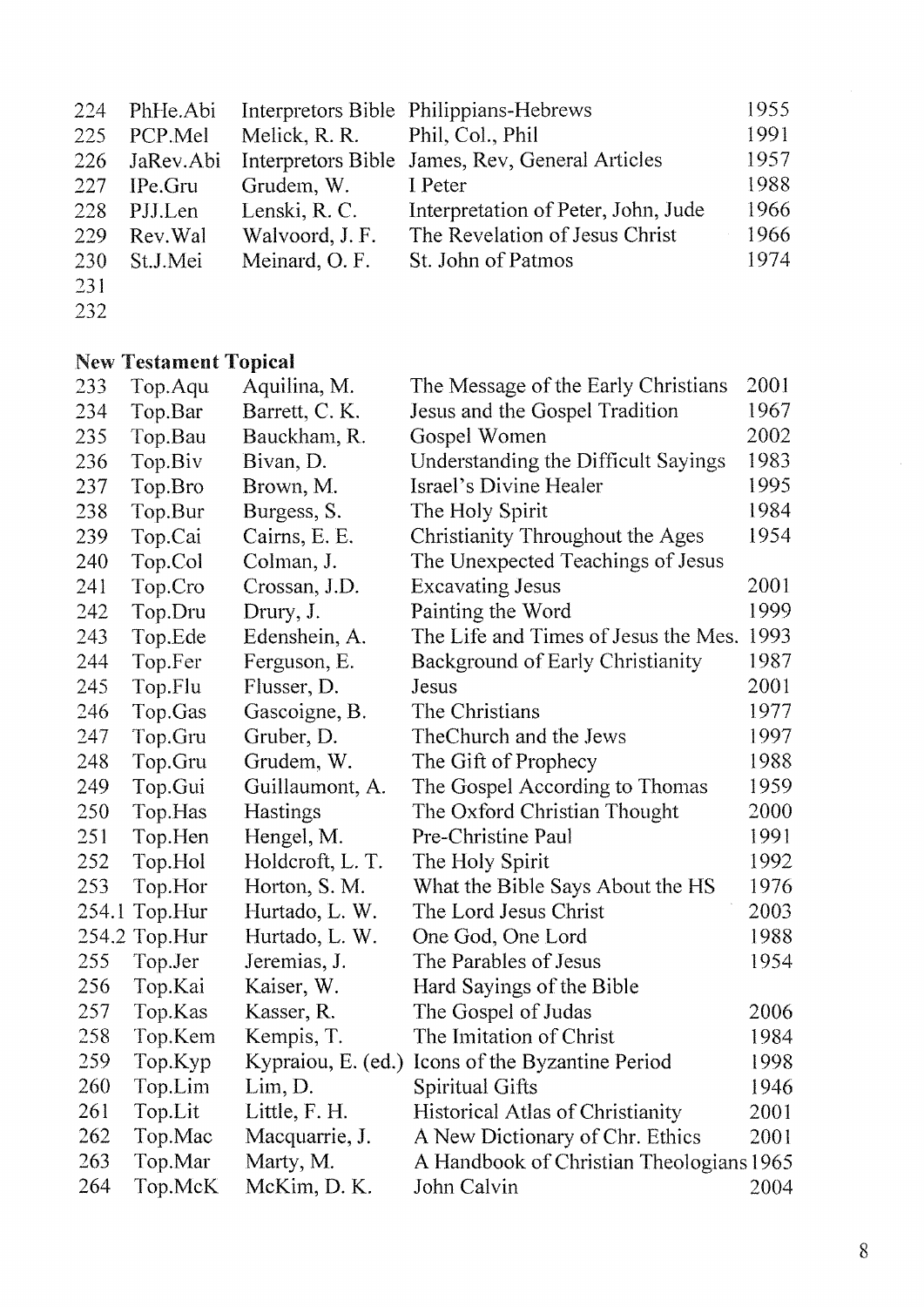| | | | | |
|---|---|---|---|---|
| 224 | PhHe.Abi | Interpretors Bible | Philippians-Hebrews | 1955 |
| 225 | PCP.Mel | Melick, R. R. | Phil, Col., Phil | 1991 |
| 226 | JaRev.Abi | Interpretors Bible | James, Rev, General Articles | 1957 |
| 227 | IPe.Gru | Grudem, W. | I Peter | 1988 |
| 228 | PJJ.Len | Lenski, R. C. | Interpretation of Peter, John, Jude | 1966 |
| 229 | Rev.Wal | Walvoord, J. F. | The Revelation of Jesus Christ | 1966 |
| 230 | St.J.Mei | Meinard, O. F. | St. John of Patmos | 1974 |
| 231 | | | | |
| 232 | | | | |

**New Testament Topical**

| | | | | |
|---|---|---|---|---|
| 233 | Top.Aqu | Aquilina, M. | The Message of the Early Christians | 2001 |
| 234 | Top.Bar | Barrett, C. K. | Jesus and the Gospel Tradition | 1967 |
| 235 | Top.Bau | Bauckham, R. | Gospel Women | 2002 |
| 236 | Top.Biv | Bivan, D. | Understanding the Difficult Sayings | 1983 |
| 237 | Top.Bro | Brown, M. | Israel's Divine Healer | 1995 |
| 238 | Top.Bur | Burgess, S. | The Holy Spirit | 1984 |
| 239 | Top.Cai | Cairns, E. E. | Christianity Throughout the Ages | 1954 |
| 240 | Top.Col | Colman, J. | The Unexpected Teachings of Jesus | |
| 241 | Top.Cro | Crossan, J.D. | Excavating Jesus | 2001 |
| 242 | Top.Dru | Drury, J. | Painting the Word | 1999 |
| 243 | Top.Ede | Edenshein, A. | The Life and Times of Jesus the Mes. | 1993 |
| 244 | Top.Fer | Ferguson, E. | Background of Early Christianity | 1987 |
| 245 | Top.Flu | Flusser, D. | Jesus | 2001 |
| 246 | Top.Gas | Gascoigne, B. | The Christians | 1977 |
| 247 | Top.Gru | Gruber, D. | TheChurch and the Jews | 1997 |
| 248 | Top.Gru | Grudem, W. | The Gift of Prophecy | 1988 |
| 249 | Top.Gui | Guillaumont, A. | The Gospel According to Thomas | 1959 |
| 250 | Top.Has | Hastings | The Oxford Christian Thought | 2000 |
| 251 | Top.Hen | Hengel, M. | Pre-Christine Paul | 1991 |
| 252 | Top.Hol | Holdcroft, L. T. | The Holy Spirit | 1992 |
| 253 | Top.Hor | Horton, S. M. | What the Bible Says About the HS | 1976 |
| 254.1 | Top.Hur | Hurtado, L. W. | The Lord Jesus Christ | 2003 |
| 254.2 | Top.Hur | Hurtado, L. W. | One God, One Lord | 1988 |
| 255 | Top.Jer | Jeremias, J. | The Parables of Jesus | 1954 |
| 256 | Top.Kai | Kaiser, W. | Hard Sayings of the Bible | |
| 257 | Top.Kas | Kasser, R. | The Gospel of Judas | 2006 |
| 258 | Top.Kem | Kempis, T. | The Imitation of Christ | 1984 |
| 259 | Top.Kyp | Kypraiou, E. (ed.) | Icons of the Byzantine Period | 1998 |
| 260 | Top.Lim | Lim, D. | Spiritual Gifts | 1946 |
| 261 | Top.Lit | Little, F. H. | Historical Atlas of Christianity | 2001 |
| 262 | Top.Mac | Macquarrie, J. | A New Dictionary of Chr. Ethics | 2001 |
| 263 | Top.Mar | Marty, M. | A Handbook of Christian Theologians | 1965 |
| 264 | Top.McK | McKim, D. K. | John Calvin | 2004 |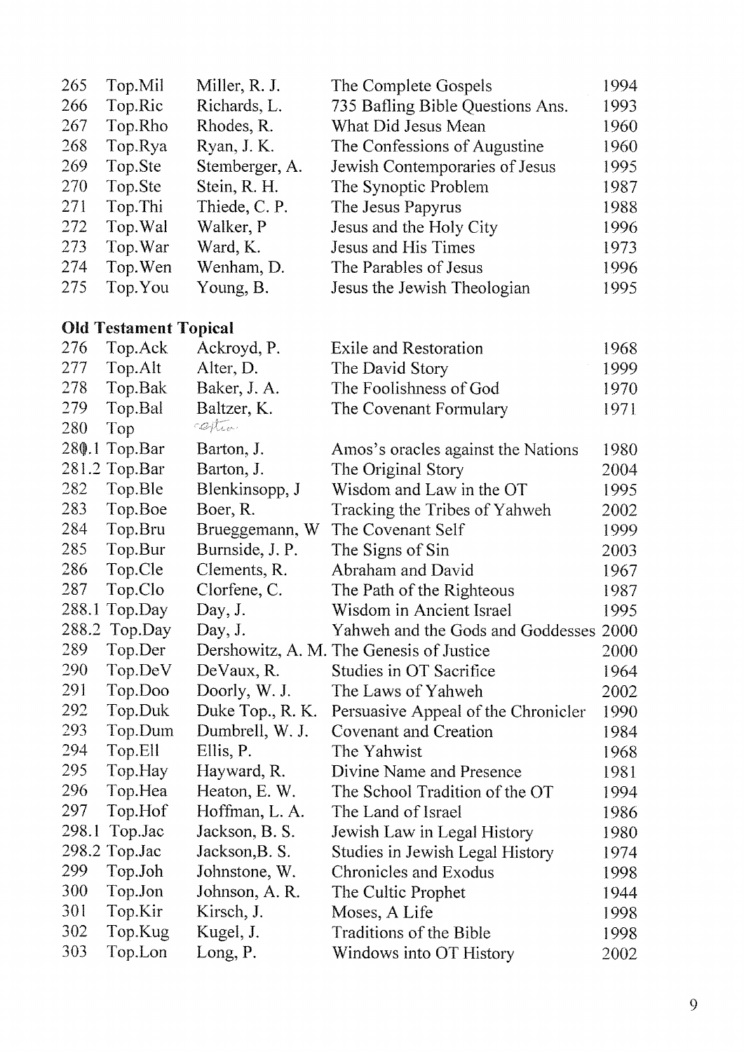| | | | | |
|---|---|---|---|---|
| 265 | Top.Mil | Miller, R. J. | The Complete Gospels | 1994 |
| 266 | Top.Ric | Richards, L. | 735 Bafling Bible Questions Ans. | 1993 |
| 267 | Top.Rho | Rhodes, R. | What Did Jesus Mean | 1960 |
| 268 | Top.Rya | Ryan, J. K. | The Confessions of Augustine | 1960 |
| 269 | Top.Ste | Stemberger, A. | Jewish Contemporaries of Jesus | 1995 |
| 270 | Top.Ste | Stein, R. H. | The Synoptic Problem | 1987 |
| 271 | Top.Thi | Thiede, C. P. | The Jesus Papyrus | 1988 |
| 272 | Top.Wal | Walker, P | Jesus and the Holy City | 1996 |
| 273 | Top.War | Ward, K. | Jesus and His Times | 1973 |
| 274 | Top.Wen | Wenham, D. | The Parables of Jesus | 1996 |
| 275 | Top.You | Young, B. | Jesus the Jewish Theologian | 1995 |

**Old Testament Topical**

| | | | | |
|---|---|---|---|---|
| 276 | Top.Ack | Ackroyd, P. | Exile and Restoration | 1968 |
| 277 | Top.Alt | Alter, D. | The David Story | 1999 |
| 278 | Top.Bak | Baker, J. A. | The Foolishness of God | 1970 |
| 279 | Top.Bal | Baltzer, K. | The Covenant Formulary | 1971 |
| 280 | Top | option | | |
| 280.1 | Top.Bar | Barton, J. | Amos's oracles against the Nations | 1980 |
| 281.2 | Top.Bar | Barton, J. | The Original Story | 2004 |
| 282 | Top.Ble | Blenkinsopp, J | Wisdom and Law in the OT | 1995 |
| 283 | Top.Boe | Boer, R. | Tracking the Tribes of Yahweh | 2002 |
| 284 | Top.Bru | Brueggemann, W | The Covenant Self | 1999 |
| 285 | Top.Bur | Burnside, J. P. | The Signs of Sin | 2003 |
| 286 | Top.Cle | Clements, R. | Abraham and David | 1967 |
| 287 | Top.Clo | Clorfene, C. | The Path of the Righteous | 1987 |
| 288.1 | Top.Day | Day, J. | Wisdom in Ancient Israel | 1995 |
| 288.2 | Top.Day | Day, J. | Yahweh and the Gods and Goddesses | 2000 |
| 289 | Top.Der | Dershowitz, A. M. | The Genesis of Justice | 2000 |
| 290 | Top.DeV | DeVaux, R. | Studies in OT Sacrifice | 1964 |
| 291 | Top.Doo | Doorly, W. J. | The Laws of Yahweh | 2002 |
| 292 | Top.Duk | Duke Top., R. K. | Persuasive Appeal of the Chronicler | 1990 |
| 293 | Top.Dum | Dumbrell, W. J. | Covenant and Creation | 1984 |
| 294 | Top.Ell | Ellis, P. | The Yahwist | 1968 |
| 295 | Top.Hay | Hayward, R. | Divine Name and Presence | 1981 |
| 296 | Top.Hea | Heaton, E. W. | The School Tradition of the OT | 1994 |
| 297 | Top.Hof | Hoffman, L. A. | The Land of Israel | 1986 |
| 298.1 | Top.Jac | Jackson, B. S. | Jewish Law in Legal History | 1980 |
| 298.2 | Top.Jac | Jackson,B. S. | Studies in Jewish Legal History | 1974 |
| 299 | Top.Joh | Johnstone, W. | Chronicles and Exodus | 1998 |
| 300 | Top.Jon | Johnson, A. R. | The Cultic Prophet | 1944 |
| 301 | Top.Kir | Kirsch, J. | Moses, A Life | 1998 |
| 302 | Top.Kug | Kugel, J. | Traditions of the Bible | 1998 |
| 303 | Top.Lon | Long, P. | Windows into OT History | 2002 |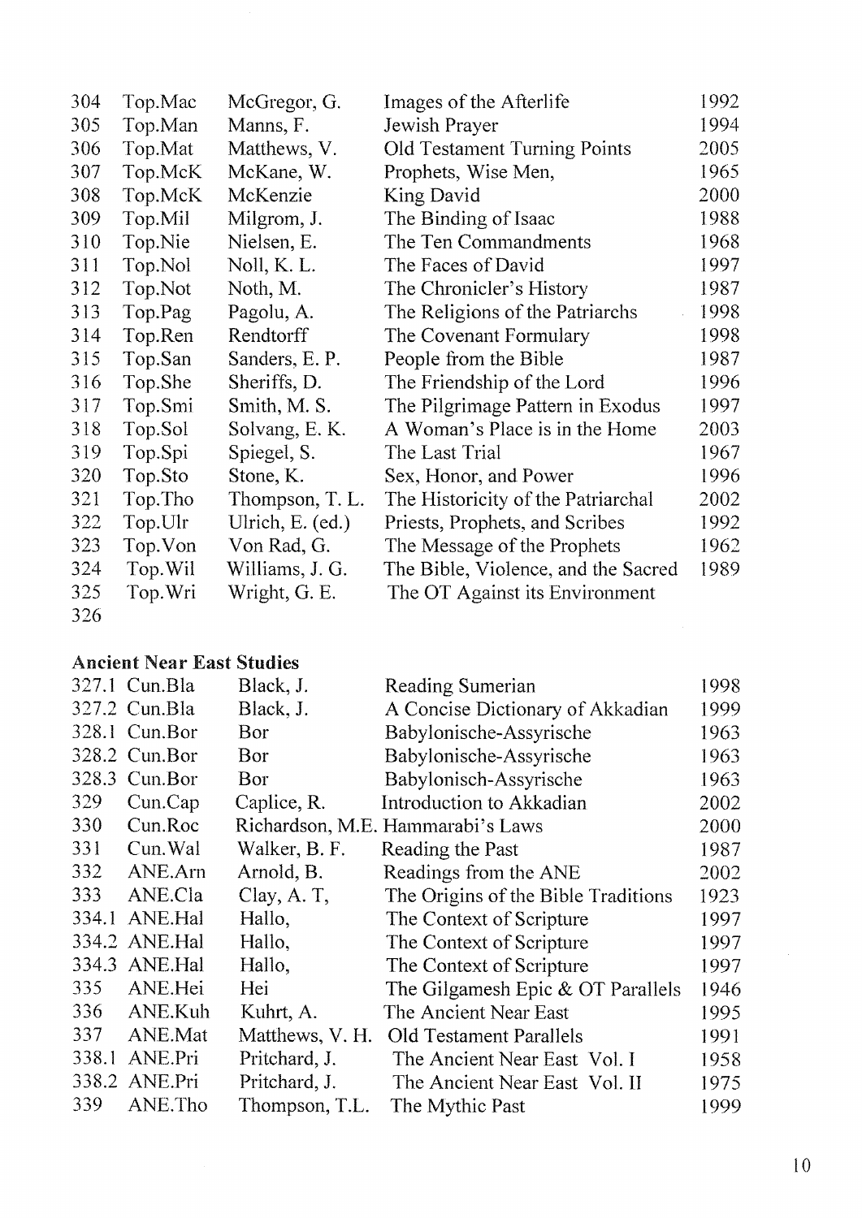| | | | | |
|---|---|---|---|---|
| 304 | Top.Mac | McGregor, G. | Images of the Afterlife | 1992 |
| 305 | Top.Man | Manns, F. | Jewish Prayer | 1994 |
| 306 | Top.Mat | Matthews, V. | Old Testament Turning Points | 2005 |
| 307 | Top.McK | McKane, W. | Prophets, Wise Men, | 1965 |
| 308 | Top.McK | McKenzie | King David | 2000 |
| 309 | Top.Mil | Milgrom, J. | The Binding of Isaac | 1988 |
| 310 | Top.Nie | Nielsen, E. | The Ten Commandments | 1968 |
| 311 | Top.Nol | Noll, K. L. | The Faces of David | 1997 |
| 312 | Top.Not | Noth, M. | The Chronicler's History | 1987 |
| 313 | Top.Pag | Pagolu, A. | The Religions of the Patriarchs | 1998 |
| 314 | Top.Ren | Rendtorff | The Covenant Formulary | 1998 |
| 315 | Top.San | Sanders, E. P. | People from the Bible | 1987 |
| 316 | Top.She | Sheriffs, D. | The Friendship of the Lord | 1996 |
| 317 | Top.Smi | Smith, M. S. | The Pilgrimage Pattern in Exodus | 1997 |
| 318 | Top.Sol | Solvang, E. K. | A Woman's Place is in the Home | 2003 |
| 319 | Top.Spi | Spiegel, S. | The Last Trial | 1967 |
| 320 | Top.Sto | Stone, K. | Sex, Honor, and Power | 1996 |
| 321 | Top.Tho | Thompson, T. L. | The Historicity of the Patriarchal | 2002 |
| 322 | Top.Ulr | Ulrich, E. (ed.) | Priests, Prophets, and Scribes | 1992 |
| 323 | Top.Von | Von Rad, G. | The Message of the Prophets | 1962 |
| 324 | Top.Wil | Williams, J. G. | The Bible, Violence, and the Sacred | 1989 |
| 325 | Top.Wri | Wright, G. E. | The OT Against its Environment | |
| 326 | | | | |

**Ancient Near East Studies**

| | | | | |
|---|---|---|---|---|
| 327.1 | Cun.Bla | Black, J. | Reading Sumerian | 1998 |
| 327.2 | Cun.Bla | Black, J. | A Concise Dictionary of Akkadian | 1999 |
| 328.1 | Cun.Bor | Bor | Babylonische-Assyrische | 1963 |
| 328.2 | Cun.Bor | Bor | Babylonische-Assyrische | 1963 |
| 328.3 | Cun.Bor | Bor | Babylonisch-Assyrische | 1963 |
| 329 | Cun.Cap | Caplice, R. | Introduction to Akkadian | 2002 |
| 330 | Cun.Roc | Richardson, M.E. | Hammarabi's Laws | 2000 |
| 331 | Cun.Wal | Walker, B. F. | Reading the Past | 1987 |
| 332 | ANE.Arn | Arnold, B. | Readings from the ANE | 2002 |
| 333 | ANE.Cla | Clay, A. T, | The Origins of the Bible Traditions | 1923 |
| 334.1 | ANE.Hal | Hallo, | The Context of Scripture | 1997 |
| 334.2 | ANE.Hal | Hallo, | The Context of Scripture | 1997 |
| 334.3 | ANE.Hal | Hallo, | The Context of Scripture | 1997 |
| 335 | ANE.Hei | Hei | The Gilgamesh Epic & OT Parallels | 1946 |
| 336 | ANE.Kuh | Kuhrt, A. | The Ancient Near East | 1995 |
| 337 | ANE.Mat | Matthews, V. H. | Old Testament Parallels | 1991 |
| 338.1 | ANE.Pri | Pritchard, J. | The Ancient Near East Vol. I | 1958 |
| 338.2 | ANE.Pri | Pritchard, J. | The Ancient Near East Vol. II | 1975 |
| 339 | ANE.Tho | Thompson, T.L. | The Mythic Past | 1999 |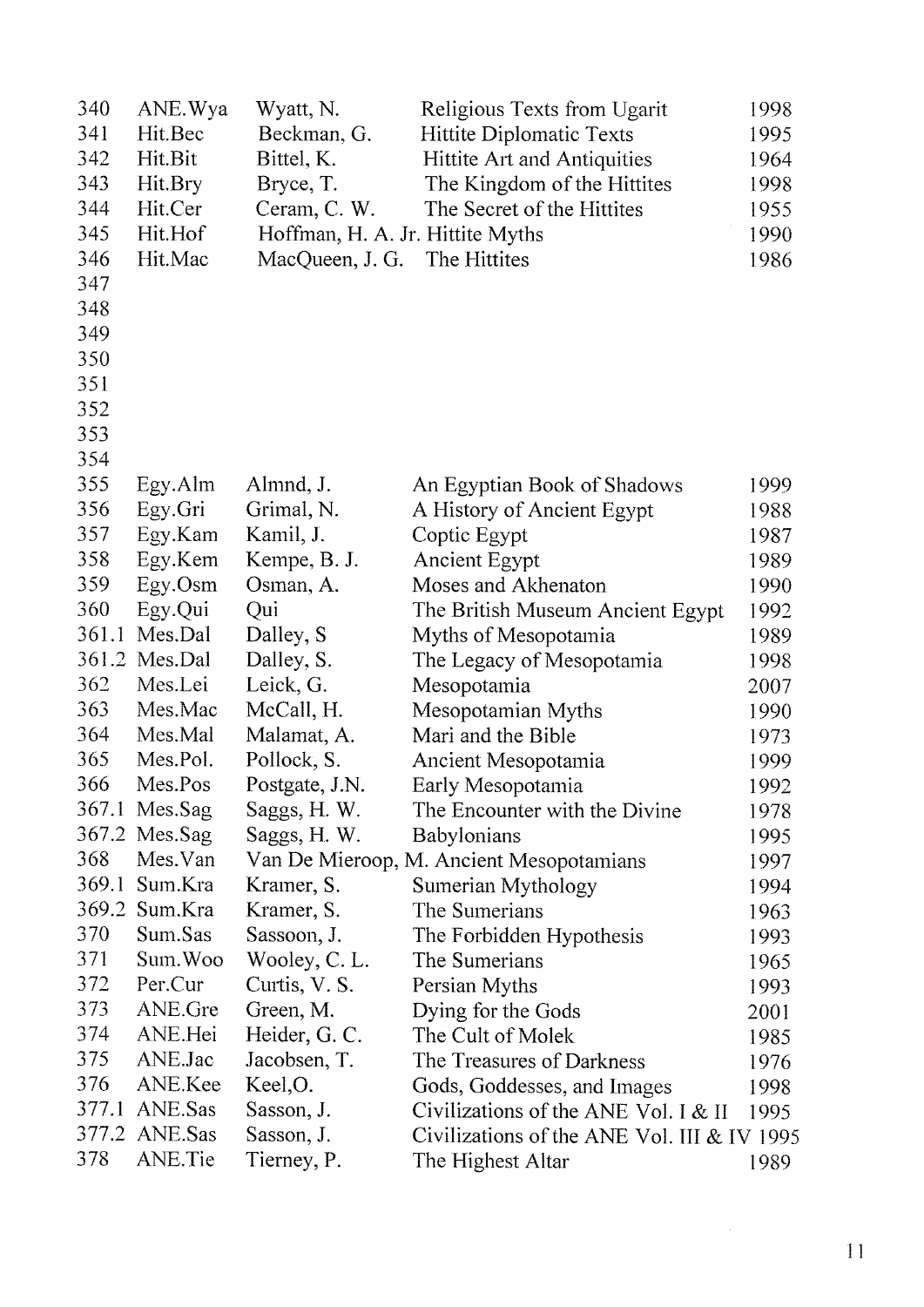| | | | | |
|---|---|---|---|---|
| 340 | ANE.Wya | Wyatt, N. | Religious Texts from Ugarit | 1998 |
| 341 | Hit.Bec | Beckman, G. | Hittite Diplomatic Texts | 1995 |
| 342 | Hit.Bit | Bittel, K. | Hittite Art and Antiquities | 1964 |
| 343 | Hit.Bry | Bryce, T. | The Kingdom of the Hittites | 1998 |
| 344 | Hit.Cer | Ceram, C. W. | The Secret of the Hittites | 1955 |
| 345 | Hit.Hof | Hoffman, H. A. Jr. | Hittite Myths | 1990 |
| 346 | Hit.Mac | MacQueen, J. G. | The Hittites | 1986 |
| 347 | | | | |
| 348 | | | | |
| 349 | | | | |
| 350 | | | | |
| 351 | | | | |
| 352 | | | | |
| 353 | | | | |
| 354 | | | | |
| 355 | Egy.Alm | Almnd, J. | An Egyptian Book of Shadows | 1999 |
| 356 | Egy.Gri | Grimal, N. | A History of Ancient Egypt | 1988 |
| 357 | Egy.Kam | Kamil, J. | Coptic Egypt | 1987 |
| 358 | Egy.Kem | Kempe, B. J. | Ancient Egypt | 1989 |
| 359 | Egy.Osm | Osman, A. | Moses and Akhenaton | 1990 |
| 360 | Egy.Qui | Qui | The British Museum Ancient Egypt | 1992 |
| 361.1 | Mes.Dal | Dalley, S | Myths of Mesopotamia | 1989 |
| 361.2 | Mes.Dal | Dalley, S. | The Legacy of Mesopotamia | 1998 |
| 362 | Mes.Lei | Leick, G. | Mesopotamia | 2007 |
| 363 | Mes.Mac | McCall, H. | Mesopotamian Myths | 1990 |
| 364 | Mes.Mal | Malamat, A. | Mari and the Bible | 1973 |
| 365 | Mes.Pol. | Pollock, S. | Ancient Mesopotamia | 1999 |
| 366 | Mes.Pos | Postgate, J.N. | Early Mesopotamia | 1992 |
| 367.1 | Mes.Sag | Saggs, H. W. | The Encounter with the Divine | 1978 |
| 367.2 | Mes.Sag | Saggs, H. W. | Babylonians | 1995 |
| 368 | Mes.Van | Van De Mieroop, M. | Ancient Mesopotamians | 1997 |
| 369.1 | Sum.Kra | Kramer, S. | Sumerian Mythology | 1994 |
| 369.2 | Sum.Kra | Kramer, S. | The Sumerians | 1963 |
| 370 | Sum.Sas | Sassoon, J. | The Forbidden Hypothesis | 1993 |
| 371 | Sum.Woo | Wooley, C. L. | The Sumerians | 1965 |
| 372 | Per.Cur | Curtis, V. S. | Persian Myths | 1993 |
| 373 | ANE.Gre | Green, M. | Dying for the Gods | 2001 |
| 374 | ANE.Hei | Heider, G. C. | The Cult of Molek | 1985 |
| 375 | ANE.Jac | Jacobsen, T. | The Treasures of Darkness | 1976 |
| 376 | ANE.Kee | Keel,O. | Gods, Goddesses, and Images | 1998 |
| 377.1 | ANE.Sas | Sasson, J. | Civilizations of the ANE Vol. I & II | 1995 |
| 377.2 | ANE.Sas | Sasson, J. | Civilizations of the ANE Vol. III & IV | 1995 |
| 378 | ANE.Tie | Tierney, P. | The Highest Altar | 1989 |